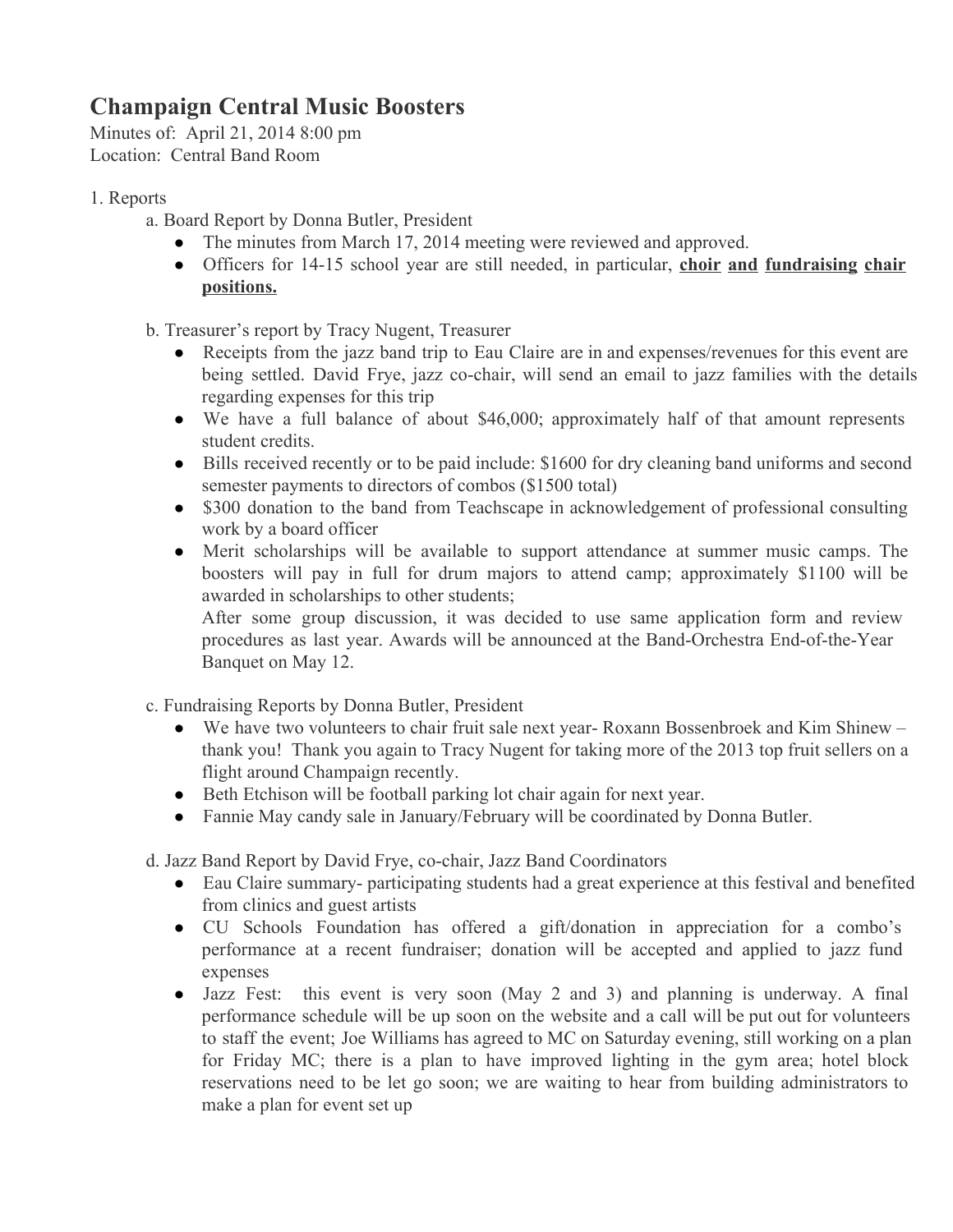# Champaign Central Music Boosters

Minutes of: April 21, 2014 8:00 pm
Location: Central Band Room

1. Reports
    a. Board Report by Donna Butler, President
    - The minutes from March 17, 2014 meeting were reviewed and approved.
    - Officers for 14-15 school year are still needed, in particular, **choir and fundraising chair positions.**

    b. Treasurer's report by Tracy Nugent, Treasurer
    - Receipts from the jazz band trip to Eau Claire are in and expenses/revenues for this event are being settled. David Frye, jazz co-chair, will send an email to jazz families with the details regarding expenses for this trip
    - We have a full balance of about $46,000; approximately half of that amount represents student credits.
    - Bills received recently or to be paid include: $1600 for dry cleaning band uniforms and second semester payments to directors of combos ($1500 total)
    - $300 donation to the band from Teachscape in acknowledgement of professional consulting work by a board officer
    - Merit scholarships will be available to support attendance at summer music camps. The boosters will pay in full for drum majors to attend camp; approximately $1100 will be awarded in scholarships to other students;
      After some group discussion, it was decided to use same application form and review procedures as last year. Awards will be announced at the Band-Orchestra End-of-the-Year Banquet on May 12.

    c. Fundraising Reports by Donna Butler, President
    - We have two volunteers to chair fruit sale next year- Roxann Bossenbroek and Kim Shinew – thank you! Thank you again to Tracy Nugent for taking more of the 2013 top fruit sellers on a flight around Champaign recently.
    - Beth Etchison will be football parking lot chair again for next year.
    - Fannie May candy sale in January/February will be coordinated by Donna Butler.

    d. Jazz Band Report by David Frye, co-chair, Jazz Band Coordinators
    - Eau Claire summary- participating students had a great experience at this festival and benefited from clinics and guest artists
    - CU Schools Foundation has offered a gift/donation in appreciation for a combo's performance at a recent fundraiser; donation will be accepted and applied to jazz fund expenses
    - Jazz Fest: this event is very soon (May 2 and 3) and planning is underway. A final performance schedule will be up soon on the website and a call will be put out for volunteers to staff the event; Joe Williams has agreed to MC on Saturday evening, still working on a plan for Friday MC; there is a plan to have improved lighting in the gym area; hotel block reservations need to be let go soon; we are waiting to hear from building administrators to make a plan for event set up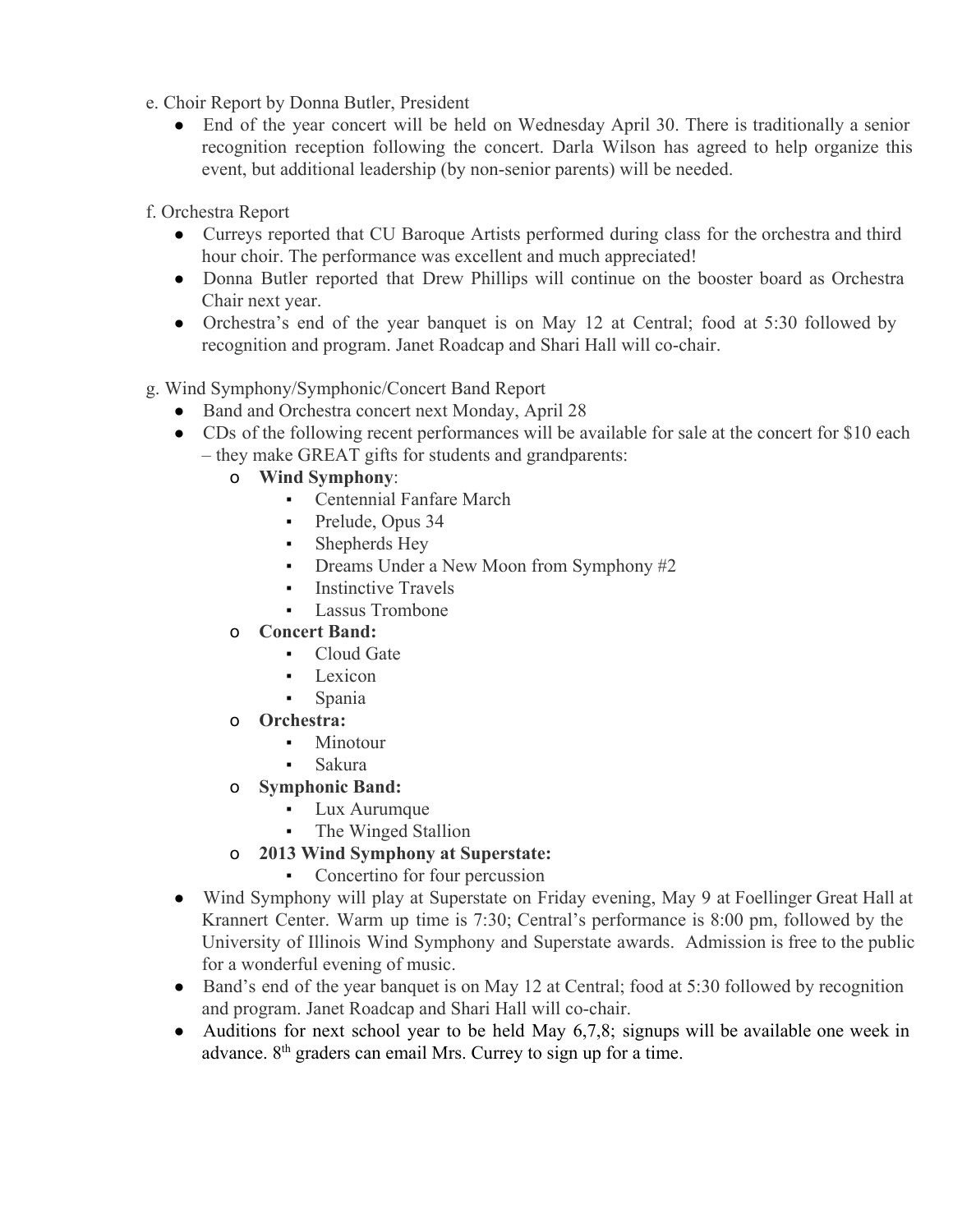e. Choir Report by Donna Butler, President

- End of the year concert will be held on Wednesday April 30. There is traditionally a senior recognition reception following the concert. Darla Wilson has agreed to help organize this event, but additional leadership (by non-senior parents) will be needed.

f. Orchestra Report

- Curreys reported that CU Baroque Artists performed during class for the orchestra and third hour choir. The performance was excellent and much appreciated!
- Donna Butler reported that Drew Phillips will continue on the booster board as Orchestra Chair next year.
- Orchestra's end of the year banquet is on May 12 at Central; food at 5:30 followed by recognition and program. Janet Roadcap and Shari Hall will co-chair.

g. Wind Symphony/Symphonic/Concert Band Report

- Band and Orchestra concert next Monday, April 28
- CDs of the following recent performances will be available for sale at the concert for $10 each – they make GREAT gifts for students and grandparents:
  - **Wind Symphony**:
    - Centennial Fanfare March
    - Prelude, Opus 34
    - Shepherds Hey
    - Dreams Under a New Moon from Symphony #2
    - Instinctive Travels
    - Lassus Trombone
  - **Concert Band:**
    - Cloud Gate
    - Lexicon
    - Spania
  - **Orchestra:**
    - Minotour
    - Sakura
  - **Symphonic Band:**
    - Lux Aurumque
    - The Winged Stallion
  - **2013 Wind Symphony at Superstate:**
    - Concertino for four percussion
- Wind Symphony will play at Superstate on Friday evening, May 9 at Foellinger Great Hall at Krannert Center. Warm up time is 7:30; Central's performance is 8:00 pm, followed by the University of Illinois Wind Symphony and Superstate awards. Admission is free to the public for a wonderful evening of music.
- Band's end of the year banquet is on May 12 at Central; food at 5:30 followed by recognition and program. Janet Roadcap and Shari Hall will co-chair.
- Auditions for next school year to be held May 6,7,8; signups will be available one week in advance. 8th graders can email Mrs. Currey to sign up for a time.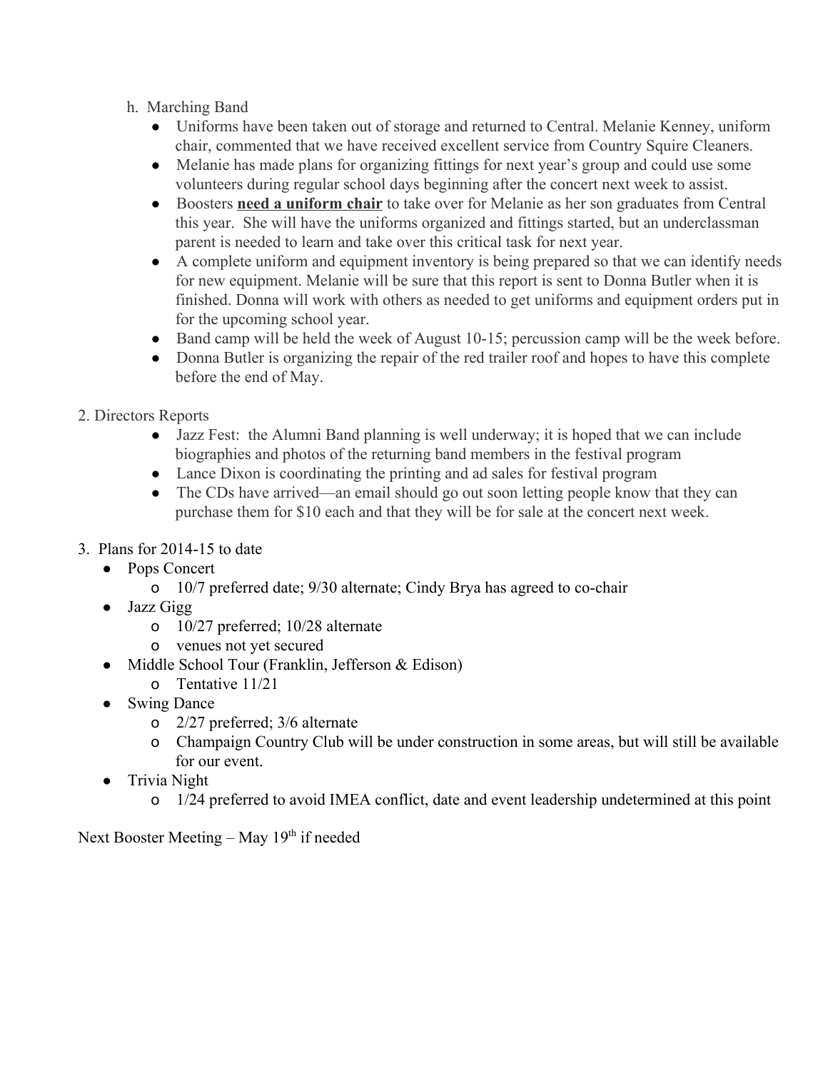h. Marching Band

- Uniforms have been taken out of storage and returned to Central. Melanie Kenney, uniform chair, commented that we have received excellent service from Country Squire Cleaners.
- Melanie has made plans for organizing fittings for next year's group and could use some volunteers during regular school days beginning after the concert next week to assist.
- Boosters **need a uniform chair** to take over for Melanie as her son graduates from Central this year. She will have the uniforms organized and fittings started, but an underclassman parent is needed to learn and take over this critical task for next year.
- A complete uniform and equipment inventory is being prepared so that we can identify needs for new equipment. Melanie will be sure that this report is sent to Donna Butler when it is finished. Donna will work with others as needed to get uniforms and equipment orders put in for the upcoming school year.
- Band camp will be held the week of August 10-15; percussion camp will be the week before.
- Donna Butler is organizing the repair of the red trailer roof and hopes to have this complete before the end of May.

2. Directors Reports

- Jazz Fest: the Alumni Band planning is well underway; it is hoped that we can include biographies and photos of the returning band members in the festival program
- Lance Dixon is coordinating the printing and ad sales for festival program
- The CDs have arrived—an email should go out soon letting people know that they can purchase them for $10 each and that they will be for sale at the concert next week.

3. Plans for 2014-15 to date

- Pops Concert
  - 10/7 preferred date; 9/30 alternate; Cindy Brya has agreed to co-chair
- Jazz Gigg
  - 10/27 preferred; 10/28 alternate
  - venues not yet secured
- Middle School Tour (Franklin, Jefferson & Edison)
  - Tentative 11/21
- Swing Dance
  - 2/27 preferred; 3/6 alternate
  - Champaign Country Club will be under construction in some areas, but will still be available for our event.
- Trivia Night
  - 1/24 preferred to avoid IMEA conflict, date and event leadership undetermined at this point

Next Booster Meeting – May 19th if needed